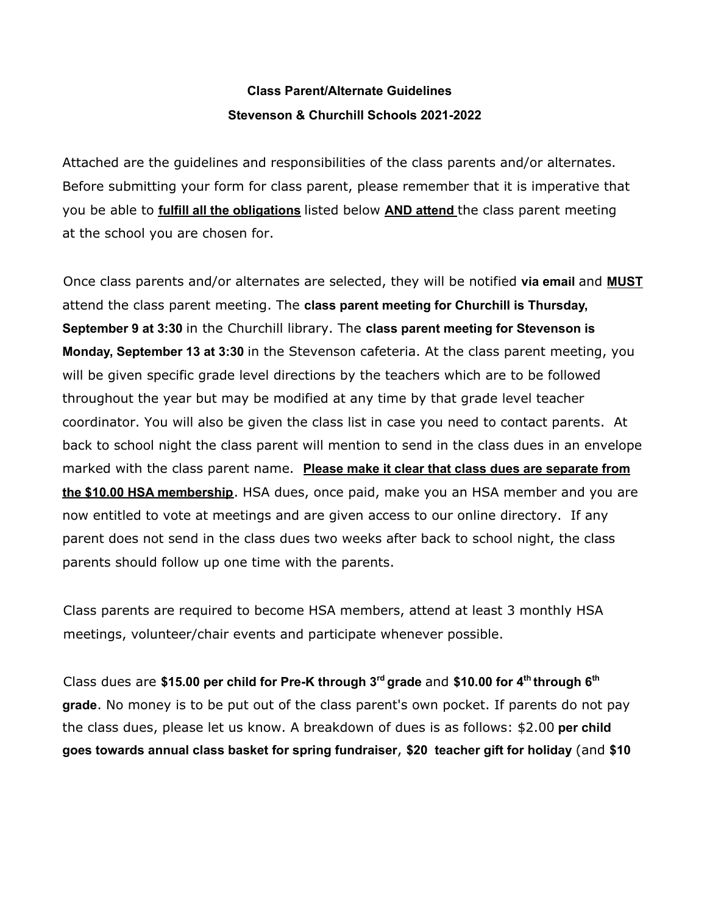**Class Parent/Alternate Guidelines**

**Stevenson & Churchill Schools 2021-2022**

Attached are the guidelines and responsibilities of the class parents and/or alternates. Before submitting your form for class parent, please remember that it is imperative that you be able to **fulfill all the obligations** listed below **AND attend** the class parent meeting at the school you are chosen for.

Once class parents and/or alternates are selected, they will be notified **via email** and **MUST** attend the class parent meeting. The **class parent meeting for Churchill is Thursday, September 9 at 3:30** in the Churchill library. The **class parent meeting for Stevenson is Monday, September 13 at 3:30** in the Stevenson cafeteria. At the class parent meeting, you will be given specific grade level directions by the teachers which are to be followed throughout the year but may be modified at any time by that grade level teacher coordinator. You will also be given the class list in case you need to contact parents. At back to school night the class parent will mention to send in the class dues in an envelope marked with the class parent name. **Please make it clear that class dues are separate from the $10.00 HSA membership**. HSA dues, once paid, make you an HSA member and you are now entitled to vote at meetings and are given access to our online directory. If any parent does not send in the class dues two weeks after back to school night, the class parents should follow up one time with the parents.

Class parents are required to become HSA members, attend at least 3 monthly HSA meetings, volunteer/chair events and participate whenever possible.

Class dues are **$15.00 per child for Pre-K through 3rd grade** and **$10.00 for 4th through 6th grade**. No money is to be put out of the class parent's own pocket. If parents do not pay the class dues, please let us know. A breakdown of dues is as follows: $2.00 **per child goes towards annual class basket for spring fundraiser**, **$20 teacher gift for holiday** (and **$10**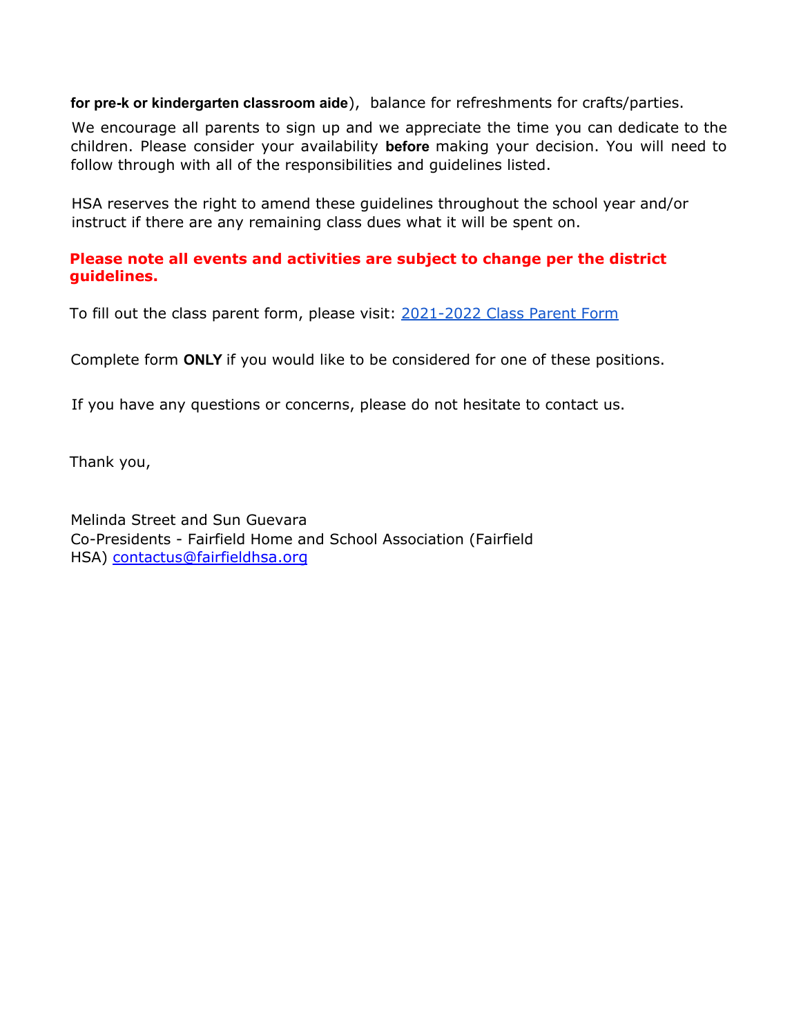**for pre-k or kindergarten classroom aide**), balance for refreshments for crafts/parties.

We encourage all parents to sign up and we appreciate the time you can dedicate to the children. Please consider your availability **before** making your decision. You will need to follow through with all of the responsibilities and guidelines listed.

HSA reserves the right to amend these guidelines throughout the school year and/or instruct if there are any remaining class dues what it will be spent on.

**Please note all events and activities are subject to change per the district guidelines.**

To fill out the class parent form, please visit: 2021-2022 Class Parent Form

Complete form **ONLY** if you would like to be considered for one of these positions.

If you have any questions or concerns, please do not hesitate to contact us.

Thank you,

Melinda Street and Sun Guevara
Co-Presidents - Fairfield Home and School Association (Fairfield HSA) contactus@fairfieldhsa.org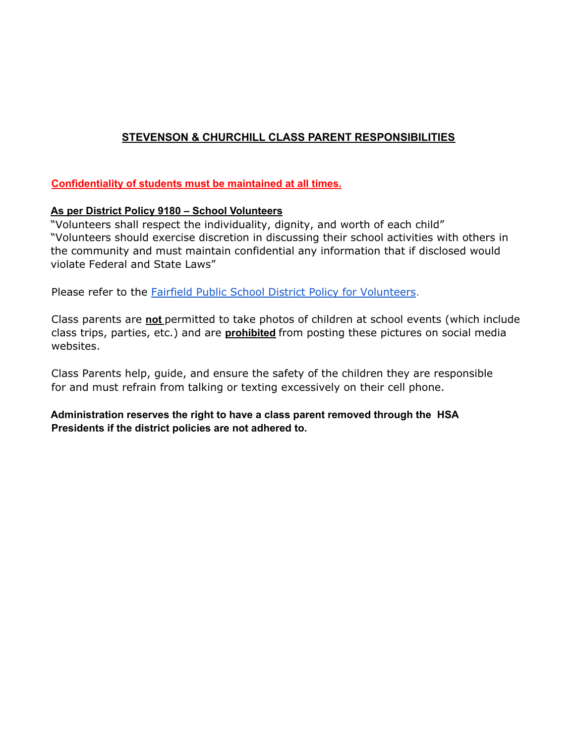## STEVENSON & CHURCHILL CLASS PARENT RESPONSIBILITIES

**Confidentiality of students must be maintained at all times.**

**As per District Policy 9180 – School Volunteers**

"Volunteers shall respect the individuality, dignity, and worth of each child"
"Volunteers should exercise discretion in discussing their school activities with others in the community and must maintain confidential any information that if disclosed would violate Federal and State Laws"

Please refer to the Fairfield Public School District Policy for Volunteers.

Class parents are **not** permitted to take photos of children at school events (which include class trips, parties, etc.) and are **prohibited** from posting these pictures on social media websites.

Class Parents help, guide, and ensure the safety of the children they are responsible for and must refrain from talking or texting excessively on their cell phone.

**Administration reserves the right to have a class parent removed through the HSA Presidents if the district policies are not adhered to.**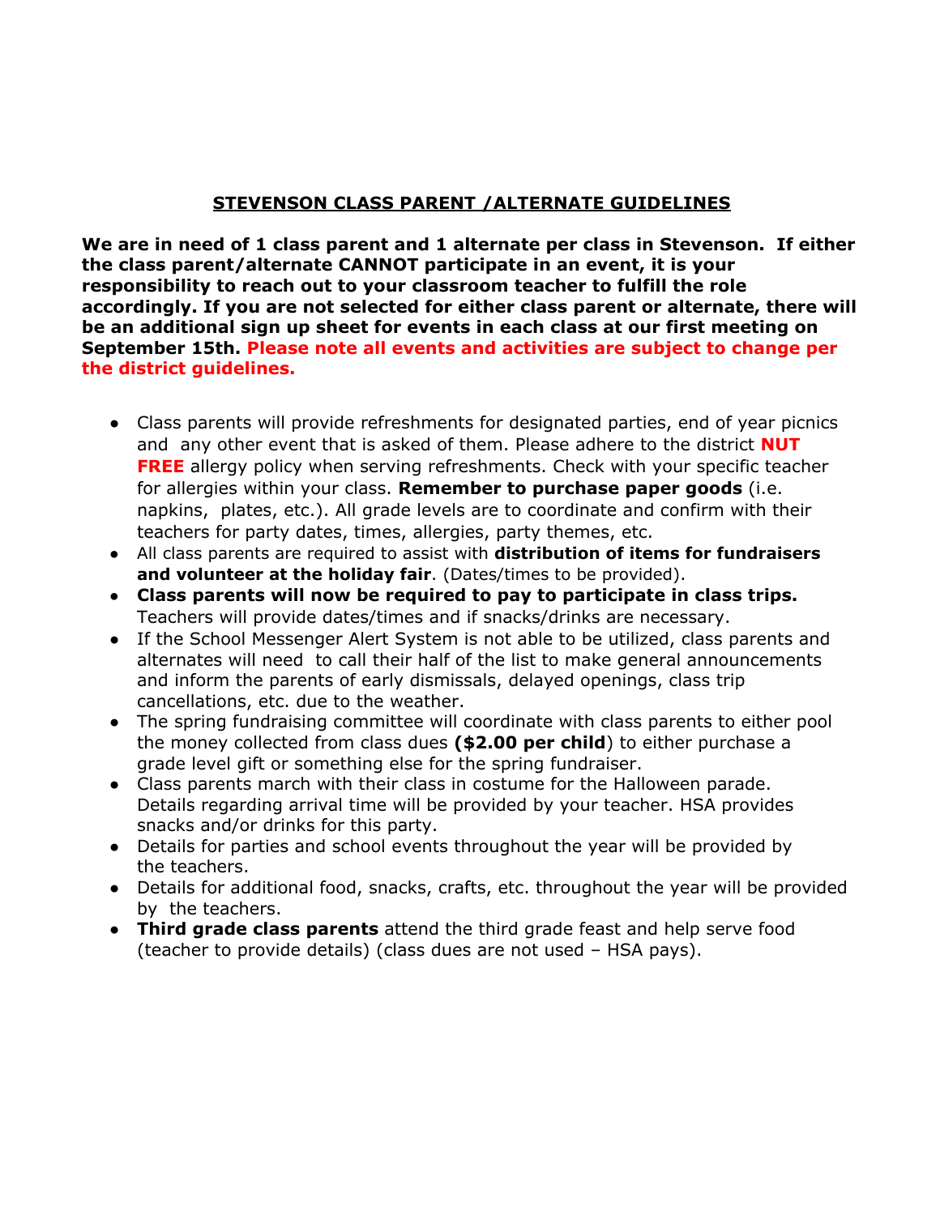## STEVENSON CLASS PARENT /ALTERNATE GUIDELINES

**We are in need of 1 class parent and 1 alternate per class in Stevenson. If either the class parent/alternate CANNOT participate in an event, it is your responsibility to reach out to your classroom teacher to fulfill the role accordingly. If you are not selected for either class parent or alternate, there will be an additional sign up sheet for events in each class at our first meeting on September 15th. Please note all events and activities are subject to change per the district guidelines.**

- Class parents will provide refreshments for designated parties, end of year picnics and any other event that is asked of them. Please adhere to the district **NUT FREE** allergy policy when serving refreshments. Check with your specific teacher for allergies within your class. **Remember to purchase paper goods** (i.e. napkins, plates, etc.). All grade levels are to coordinate and confirm with their teachers for party dates, times, allergies, party themes, etc.
- All class parents are required to assist with **distribution of items for fundraisers and volunteer at the holiday fair**. (Dates/times to be provided).
- **Class parents will now be required to pay to participate in class trips.** Teachers will provide dates/times and if snacks/drinks are necessary.
- If the School Messenger Alert System is not able to be utilized, class parents and alternates will need to call their half of the list to make general announcements and inform the parents of early dismissals, delayed openings, class trip cancellations, etc. due to the weather.
- The spring fundraising committee will coordinate with class parents to either pool the money collected from class dues **($2.00 per child**) to either purchase a grade level gift or something else for the spring fundraiser.
- Class parents march with their class in costume for the Halloween parade. Details regarding arrival time will be provided by your teacher. HSA provides snacks and/or drinks for this party.
- Details for parties and school events throughout the year will be provided by the teachers.
- Details for additional food, snacks, crafts, etc. throughout the year will be provided by the teachers.
- **Third grade class parents** attend the third grade feast and help serve food (teacher to provide details) (class dues are not used – HSA pays).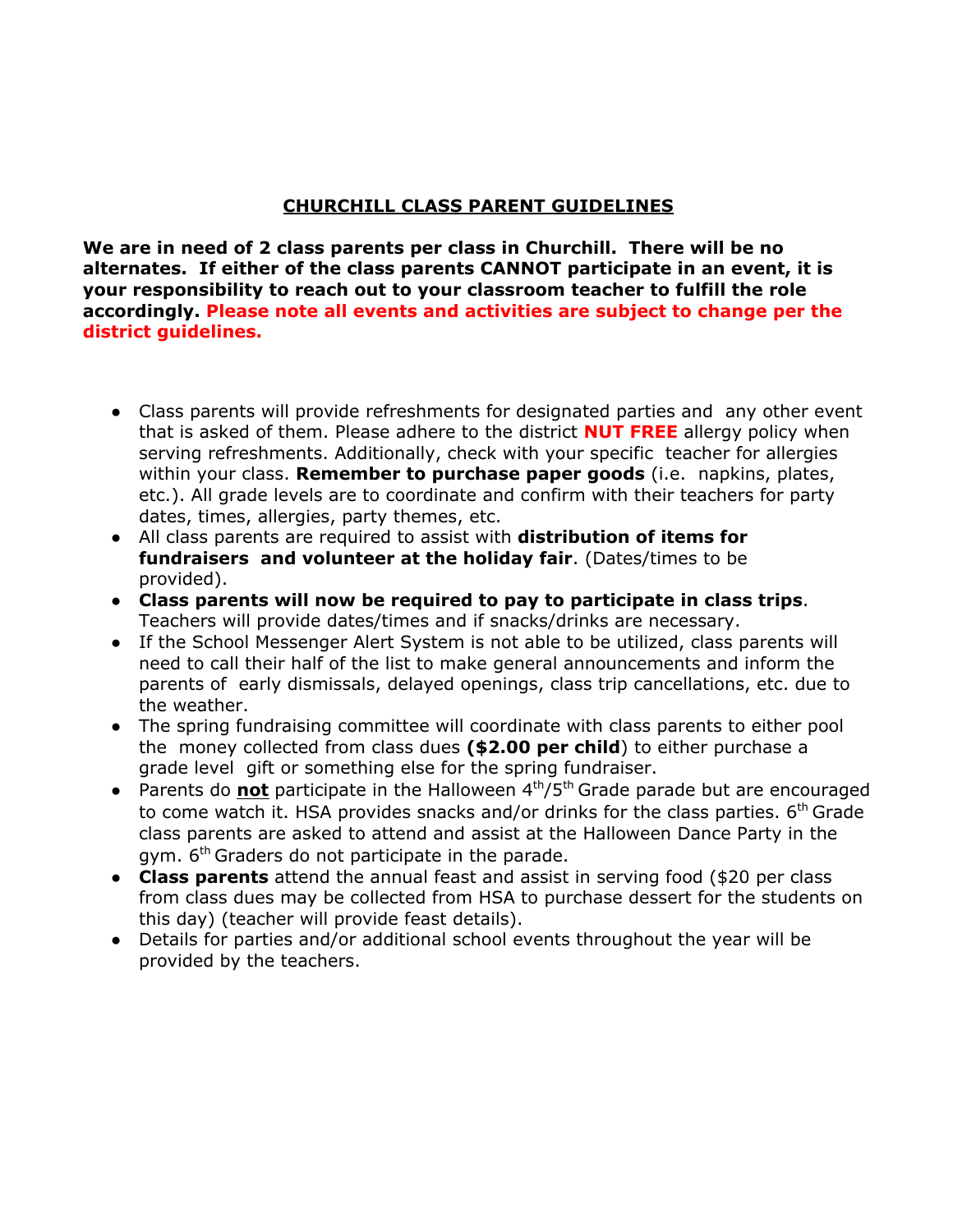# CHURCHILL CLASS PARENT GUIDELINES

**We are in need of 2 class parents per class in Churchill. There will be no alternates. If either of the class parents CANNOT participate in an event, it is your responsibility to reach out to your classroom teacher to fulfill the role accordingly. Please note all events and activities are subject to change per the district guidelines.**

- Class parents will provide refreshments for designated parties and any other event that is asked of them. Please adhere to the district **NUT FREE** allergy policy when serving refreshments. Additionally, check with your specific teacher for allergies within your class. **Remember to purchase paper goods** (i.e. napkins, plates, etc.). All grade levels are to coordinate and confirm with their teachers for party dates, times, allergies, party themes, etc.
- All class parents are required to assist with **distribution of items for fundraisers and volunteer at the holiday fair**. (Dates/times to be provided).
- **Class parents will now be required to pay to participate in class trips**. Teachers will provide dates/times and if snacks/drinks are necessary.
- If the School Messenger Alert System is not able to be utilized, class parents will need to call their half of the list to make general announcements and inform the parents of early dismissals, delayed openings, class trip cancellations, etc. due to the weather.
- The spring fundraising committee will coordinate with class parents to either pool the money collected from class dues **($2.00 per child**) to either purchase a grade level gift or something else for the spring fundraiser.
- Parents do **not** participate in the Halloween 4th/5th Grade parade but are encouraged to come watch it. HSA provides snacks and/or drinks for the class parties. 6th Grade class parents are asked to attend and assist at the Halloween Dance Party in the gym. 6th Graders do not participate in the parade.
- **Class parents** attend the annual feast and assist in serving food ($20 per class from class dues may be collected from HSA to purchase dessert for the students on this day) (teacher will provide feast details).
- Details for parties and/or additional school events throughout the year will be provided by the teachers.